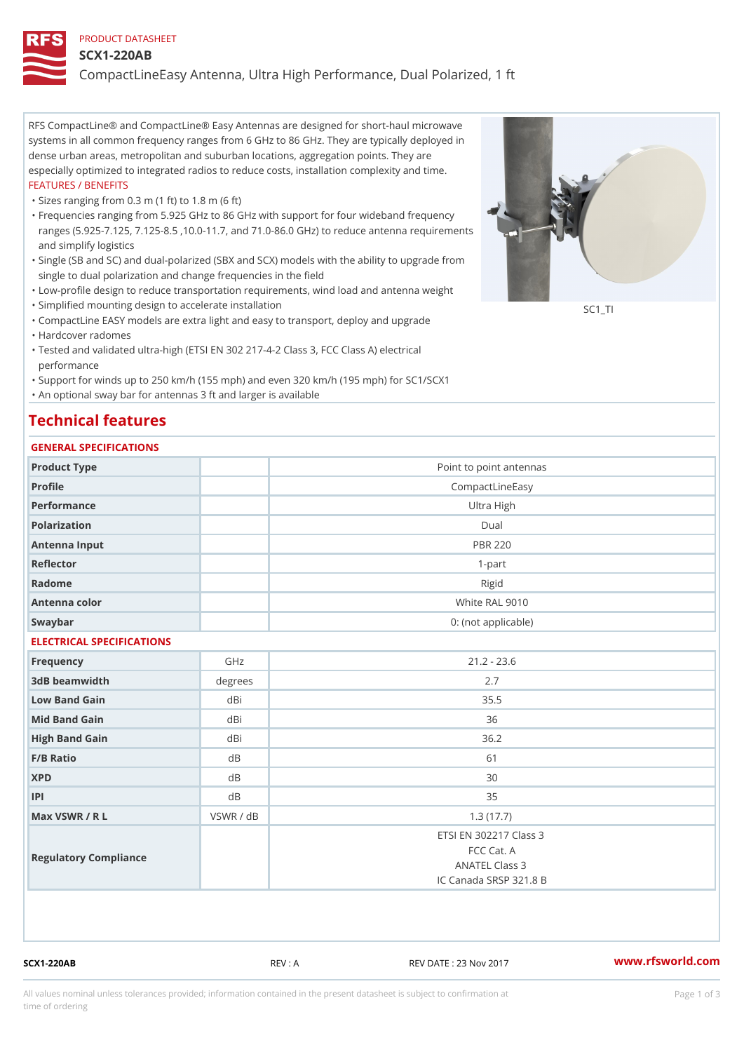PRODUCT DATASHEET

# SCX1-220AB

## CompactLineEasy Antenna, Ultra High Performance, Dual Polarized, 1 ft

RFS CompactLine® and CompactLine® Easy Antennas are designed for short-haul microwave systems in all common frequency ranges from 6 GHz to 86 GHz. They are typically deployed in dense urban areas, metropolitan and suburban locations, aggregation points. They are especially optimized to integrated radios to reduce costs, installation complexity and time.

FEATURES / BENEFITS

- Sizes ranging from 0.3 m (1 ft) to 1.8 m (6 ft)
- Frequencies ranging from 5.925 GHz to 86 GHz with support for four wideband frequency ranges (5.925-7.125, 7.125-8.5 ,10.0-11.7, and 71.0-86.0 GHz) to reduce antenna requirements and simplify logistics
- Single (SB and SC) and dual-polarized (SBX and SCX) models with the ability to upgrade from single to dual polarization and change frequencies in the field
- Low-profile design to reduce transportation requirements, wind load and antenna weight
- Simplified mounting design to accelerate installation
- CompactLine EASY models are extra light and easy to transport, deploy and upgrade
- Hardcover radomes
- Tested and validated ultra-high (ETSI EN 302 217-4-2 Class 3, FCC Class A) electrical performance
- Support for winds up to 250 km/h (155 mph) and even 320 km/h (195 mph) for SC1/SCX1
- An optional sway bar for antennas 3 ft and larger is available

SC1_TI

## Technical features

### GENERAL SPECIFICATIONS

| | | |
|---|---|---|
| Product Type | | Point to point antennas |
| Profile | | CompactLineEasy |
| Performance | | Ultra High |
| Polarization | | Dual |
| Antenna Input | | PBR 220 |
| Reflector | | 1-part |
| Radome | | Rigid |
| Antenna color | | White RAL 9010 |
| Swaybar | | 0: (not applicable) |

### ELECTRICAL SPECIFICATIONS

| | | |
|---|---|---|
| Frequency | GHz | 21.2 - 23.6 |
| 3dB beamwidth | degrees | 2.7 |
| Low Band Gain | dBi | 35.5 |
| Mid Band Gain | dBi | 36 |
| High Band Gain | dBi | 36.2 |
| F/B Ratio | dB | 61 |
| XPD | dB | 30 |
| IPI | dB | 35 |
| Max VSWR / R L | VSWR / dB | 1.3 (17.7) |
| Regulatory Compliance | | ETSI EN 302217 Class 3<br>FCC Cat. A<br>ANATEL Class 3<br>IC Canada SRSP 321.8 B |

SCX1-220AB REV : A REV DATE : 23 Nov 2017 www.rfsworld.com

All values nominal unless tolerances provided; information contained in the present datasheet is subject to confirmation at time of ordering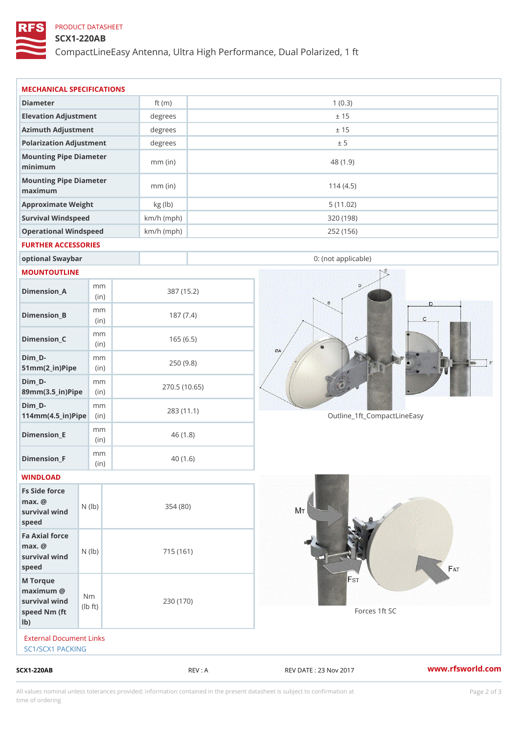PRODUCT DATASHEET

# SCX1-220AB

CompactLineEasy Antenna, Ultra High Performance, Dual Polarized, 1 ft

## MECHANICAL SPECIFICATIONS

| Diameter | ft (m) | 1 (0.3) |
|---|---|---|
| Elevation Adjustment | degrees | ± 15 |
| Azimuth Adjustment | degrees | ± 15 |
| Polarization Adjustment | degrees | ± 5 |
| Mounting Pipe Diameter minimum | mm (in) | 48 (1.9) |
| Mounting Pipe Diameter maximum | mm (in) | 114 (4.5) |
| Approximate Weight | kg (lb) | 5 (11.02) |
| Survival Windspeed | km/h (mph) | 320 (198) |
| Operational Windspeed | km/h (mph) | 252 (156) |

## FURTHER ACCESSORIES

| optional Swaybar | | 0: (not applicable) |
|---|---|---|

## MOUNTOUTLINE

| Dimension_A | mm (in) | 387 (15.2) |
|---|---|---|
| Dimension_B | mm (in) | 187 (7.4) |
| Dimension_C | mm (in) | 165 (6.5) |
| Dim_D-51mm(2_in)Pipe | mm (in) | 250 (9.8) |
| Dim_D-89mm(3.5_in)Pipe | mm (in) | 270.5 (10.65) |
| Dim_D-114mm(4.5_in)Pipe | mm (in) | 283 (11.1) |
| Dimension_E | mm (in) | 46 (1.8) |
| Dimension_F | mm (in) | 40 (1.6) |

Outline_1ft_CompactLineEasy

## WINDLOAD

| Fs Side force max. @ survival wind speed | N (lb) | 354 (80) |
|---|---|---|
| Fa Axial force max. @ survival wind speed | N (lb) | 715 (161) |
| M Torque maximum @ survival wind speed Nm (ft lb) | Nm (lb ft) | 230 (170) |

Forces 1ft SC

External Document Links

SC1/SCX1 PACKING

SCX1-220AB REV : A REV DATE : 23 Nov 2017 www.rfsworld.com

All values nominal unless tolerances provided; information contained in the present datasheet is subject to confirmation at time of ordering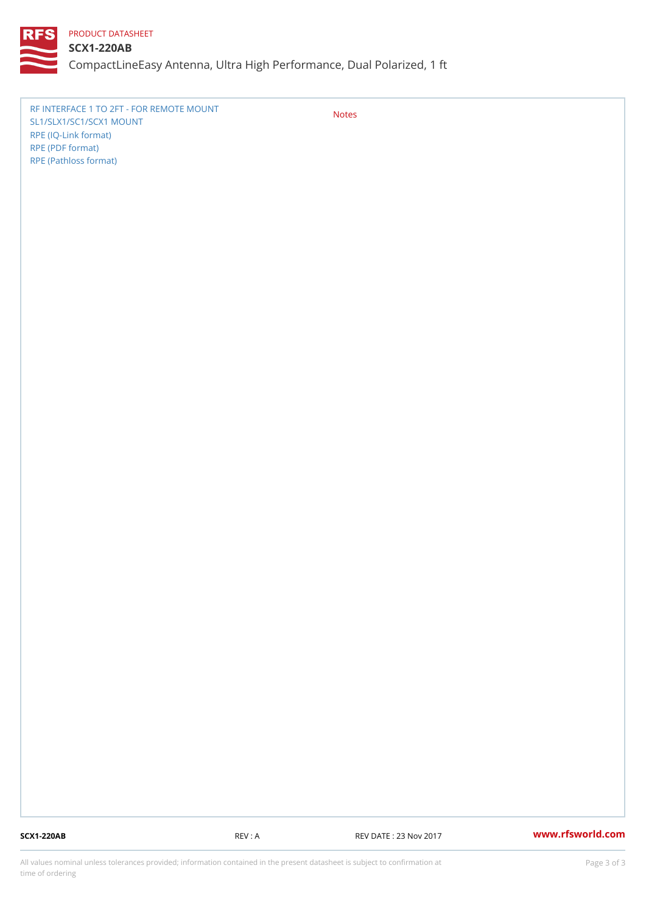RF INTERFACE 1 TO 2FT - FOR REMOTE MOUNT
SL1/SLX1/SC1/SCX1 MOUNT
RPE (IQ-Link format)
RPE (PDF format)
RPE (Pathloss format)

Notes

All values nominal unless tolerances provided; information contained in the present datasheet is subject to confirmation at time of ordering